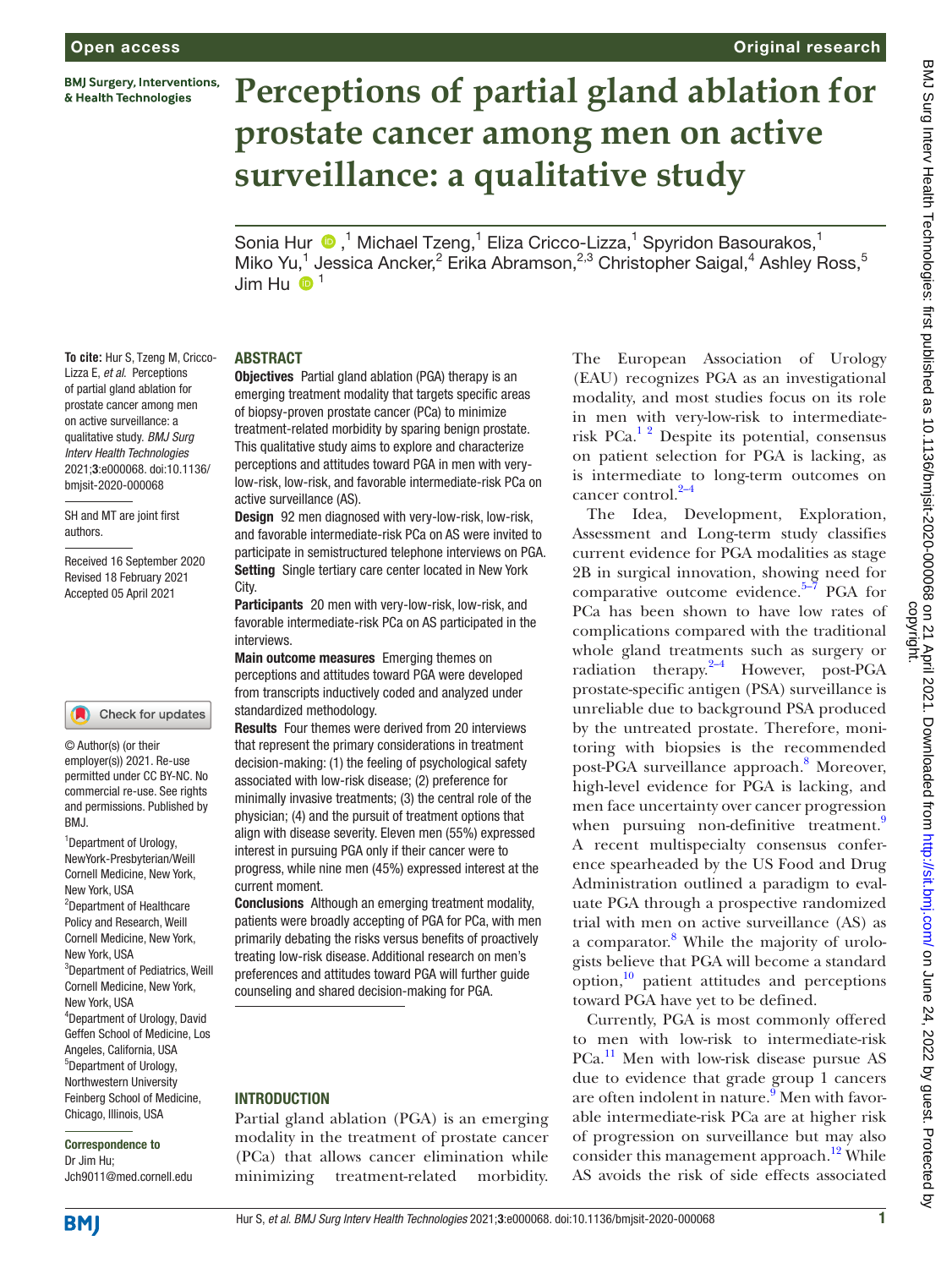# Perceptions of partial gland ablation for prostate cancer among men on active surveillance: a qualitative study

Sonia Hur,[1] Michael Tzeng,[1] Eliza Cricco-Lizza,[1] Spyridon Basourakos,[1] Miko Yu,[1] Jessica Ancker,[2] Erika Abramson,[2,3] Christopher Saigal,[4] Ashley Ross,[5] Jim Hu[1]

**To cite:** Hur S, Tzeng M, Cricco-Lizza E, *et al*. Perceptions of partial gland ablation for prostate cancer among men on active surveillance: a qualitative study. *BMJ Surg Interv Health Technologies* 2021;**3**:e000068. doi:10.1136/bmjsit-2020-000068

SH and MT are joint first authors.

Received 16 September 2020
Revised 18 February 2021
Accepted 05 April 2021

© Author(s) (or their employer(s)) 2021. Re-use permitted under CC BY-NC. No commercial re-use. See rights and permissions. Published by BMJ.

[1]Department of Urology, NewYork-Presbyterian/Weill Cornell Medicine, New York, New York, USA
[2]Department of Healthcare Policy and Research, Weill Cornell Medicine, New York, New York, USA
[3]Department of Pediatrics, Weill Cornell Medicine, New York, New York, USA
[4]Department of Urology, David Geffen School of Medicine, Los Angeles, California, USA
[5]Department of Urology, Northwestern University Feinberg School of Medicine, Chicago, Illinois, USA

**Correspondence to**
Dr Jim Hu;
Jch9011@med.cornell.edu

## ABSTRACT

**Objectives** Partial gland ablation (PGA) therapy is an emerging treatment modality that targets specific areas of biopsy-proven prostate cancer (PCa) to minimize treatment-related morbidity by sparing benign prostate. This qualitative study aims to explore and characterize perceptions and attitudes toward PGA in men with very-low-risk, low-risk, and favorable intermediate-risk PCa on active surveillance (AS).

**Design** 92 men diagnosed with very-low-risk, low-risk, and favorable intermediate-risk PCa on AS were invited to participate in semistructured telephone interviews on PGA.

**Setting** Single tertiary care center located in New York City.

**Participants** 20 men with very-low-risk, low-risk, and favorable intermediate-risk PCa on AS participated in the interviews.

**Main outcome measures** Emerging themes on perceptions and attitudes toward PGA were developed from transcripts inductively coded and analyzed under standardized methodology.

**Results** Four themes were derived from 20 interviews that represent the primary considerations in treatment decision-making: (1) the feeling of psychological safety associated with low-risk disease; (2) preference for minimally invasive treatments; (3) the central role of the physician; (4) and the pursuit of treatment options that align with disease severity. Eleven men (55%) expressed interest in pursuing PGA only if their cancer were to progress, while nine men (45%) expressed interest at the current moment.

**Conclusions** Although an emerging treatment modality, patients were broadly accepting of PGA for PCa, with men primarily debating the risks versus benefits of proactively treating low-risk disease. Additional research on men's preferences and attitudes toward PGA will further guide counseling and shared decision-making for PGA.

## INTRODUCTION

Partial gland ablation (PGA) is an emerging modality in the treatment of prostate cancer (PCa) that allows cancer elimination while minimizing treatment-related morbidity. The European Association of Urology (EAU) recognizes PGA as an investigational modality, and most studies focus on its role in men with very-low-risk to intermediate-risk PCa.[1 2] Despite its potential, consensus on patient selection for PGA is lacking, as is intermediate to long-term outcomes on cancer control.[2–4]

The Idea, Development, Exploration, Assessment and Long-term study classifies current evidence for PGA modalities as stage 2B in surgical innovation, showing need for comparative outcome evidence.[5–7] PGA for PCa has been shown to have low rates of complications compared with the traditional whole gland treatments such as surgery or radiation therapy.[2–4] However, post-PGA prostate-specific antigen (PSA) surveillance is unreliable due to background PSA produced by the untreated prostate. Therefore, monitoring with biopsies is the recommended post-PGA surveillance approach.[8] Moreover, high-level evidence for PGA is lacking, and men face uncertainty over cancer progression when pursuing non-definitive treatment.[9] A recent multispecialty consensus conference spearheaded by the US Food and Drug Administration outlined a paradigm to evaluate PGA through a prospective randomized trial with men on active surveillance (AS) as a comparator.[8] While the majority of urologists believe that PGA will become a standard option,[10] patient attitudes and perceptions toward PGA have yet to be defined.

Currently, PGA is most commonly offered to men with low-risk to intermediate-risk PCa.[11] Men with low-risk disease pursue AS due to evidence that grade group 1 cancers are often indolent in nature.[9] Men with favorable intermediate-risk PCa are at higher risk of progression on surveillance but may also consider this management approach.[12] While AS avoids the risk of side effects associated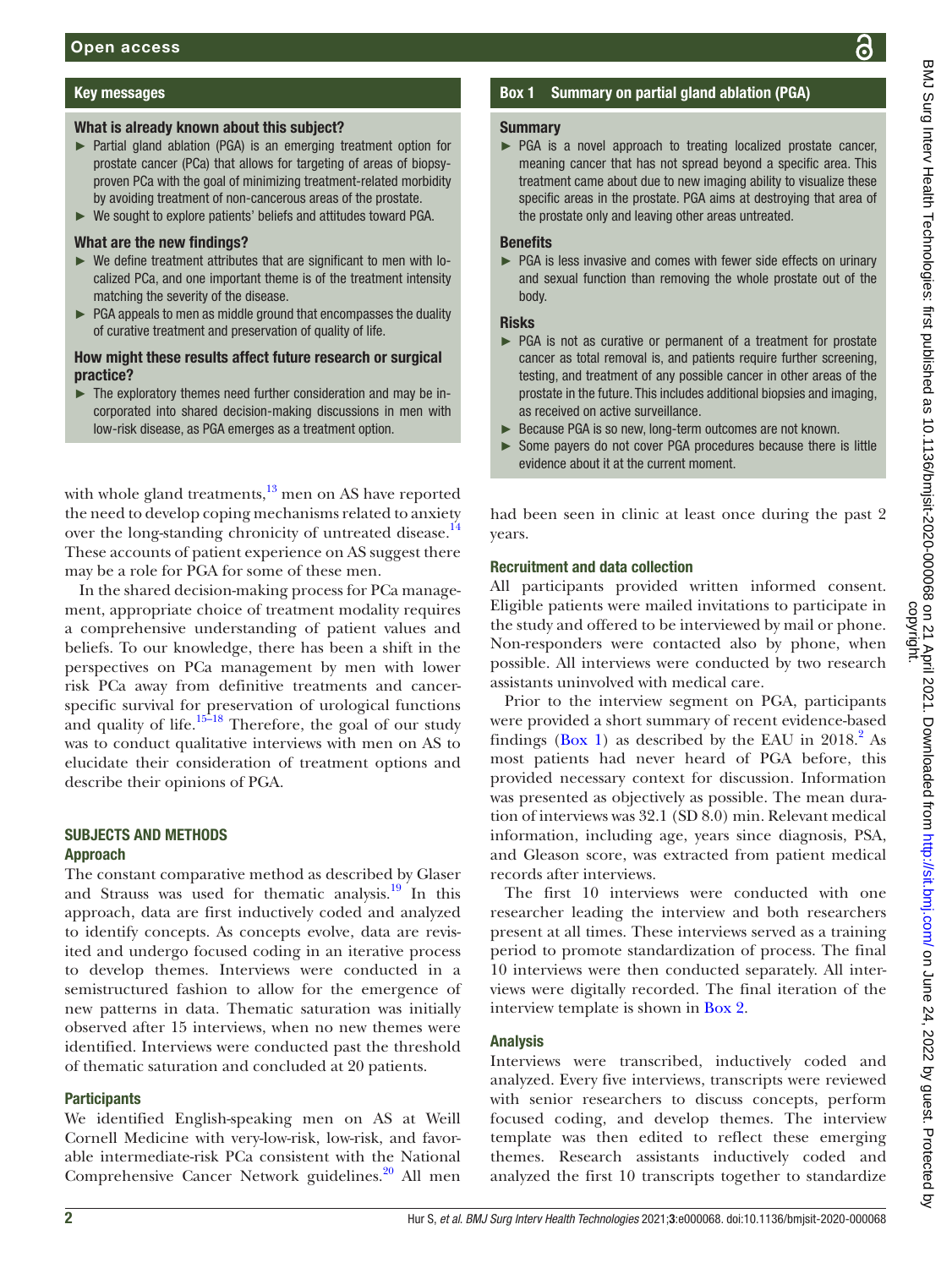## Key messages

### What is already known about this subject?

- Partial gland ablation (PGA) is an emerging treatment option for prostate cancer (PCa) that allows for targeting of areas of biopsy-proven PCa with the goal of minimizing treatment-related morbidity by avoiding treatment of non-cancerous areas of the prostate.
- We sought to explore patients' beliefs and attitudes toward PGA.

### What are the new findings?

- We define treatment attributes that are significant to men with localized PCa, and one important theme is of the treatment intensity matching the severity of the disease.
- PGA appeals to men as middle ground that encompasses the duality of curative treatment and preservation of quality of life.

### How might these results affect future research or surgical practice?

- The exploratory themes need further consideration and may be incorporated into shared decision-making discussions in men with low-risk disease, as PGA emerges as a treatment option.

with whole gland treatments,[13] men on AS have reported the need to develop coping mechanisms related to anxiety over the long-standing chronicity of untreated disease.[14] These accounts of patient experience on AS suggest there may be a role for PGA for some of these men.

In the shared decision-making process for PCa management, appropriate choice of treatment modality requires a comprehensive understanding of patient values and beliefs. To our knowledge, there has been a shift in the perspectives on PCa management by men with lower risk PCa away from definitive treatments and cancer-specific survival for preservation of urological functions and quality of life.[15–18] Therefore, the goal of our study was to conduct qualitative interviews with men on AS to elucidate their consideration of treatment options and describe their opinions of PGA.

## SUBJECTS AND METHODS

### Approach

The constant comparative method as described by Glaser and Strauss was used for thematic analysis.[19] In this approach, data are first inductively coded and analyzed to identify concepts. As concepts evolve, data are revisited and undergo focused coding in an iterative process to develop themes. Interviews were conducted in a semistructured fashion to allow for the emergence of new patterns in data. Thematic saturation was initially observed after 15 interviews, when no new themes were identified. Interviews were conducted past the threshold of thematic saturation and concluded at 20 patients.

### Participants

We identified English-speaking men on AS at Weill Cornell Medicine with very-low-risk, low-risk, and favorable intermediate-risk PCa consistent with the National Comprehensive Cancer Network guidelines.[20] All men had been seen in clinic at least once during the past 2 years.

## Box 1 Summary on partial gland ablation (PGA)

### Summary

- PGA is a novel approach to treating localized prostate cancer, meaning cancer that has not spread beyond a specific area. This treatment came about due to new imaging ability to visualize these specific areas in the prostate. PGA aims at destroying that area of the prostate only and leaving other areas untreated.

### Benefits

- PGA is less invasive and comes with fewer side effects on urinary and sexual function than removing the whole prostate out of the body.

### Risks

- PGA is not as curative or permanent of a treatment for prostate cancer as total removal is, and patients require further screening, testing, and treatment of any possible cancer in other areas of the prostate in the future. This includes additional biopsies and imaging, as received on active surveillance.
- Because PGA is so new, long-term outcomes are not known.
- Some payers do not cover PGA procedures because there is little evidence about it at the current moment.

### Recruitment and data collection

All participants provided written informed consent. Eligible patients were mailed invitations to participate in the study and offered to be interviewed by mail or phone. Non-responders were contacted also by phone, when possible. All interviews were conducted by two research assistants uninvolved with medical care.

Prior to the interview segment on PGA, participants were provided a short summary of recent evidence-based findings (Box 1) as described by the EAU in 2018.[2] As most patients had never heard of PGA before, this provided necessary context for discussion. Information was presented as objectively as possible. The mean duration of interviews was 32.1 (SD 8.0) min. Relevant medical information, including age, years since diagnosis, PSA, and Gleason score, was extracted from patient medical records after interviews.

The first 10 interviews were conducted with one researcher leading the interview and both researchers present at all times. These interviews served as a training period to promote standardization of process. The final 10 interviews were then conducted separately. All interviews were digitally recorded. The final iteration of the interview template is shown in Box 2.

### Analysis

Interviews were transcribed, inductively coded and analyzed. Every five interviews, transcripts were reviewed with senior researchers to discuss concepts, perform focused coding, and develop themes. The interview template was then edited to reflect these emerging themes. Research assistants inductively coded and analyzed the first 10 transcripts together to standardize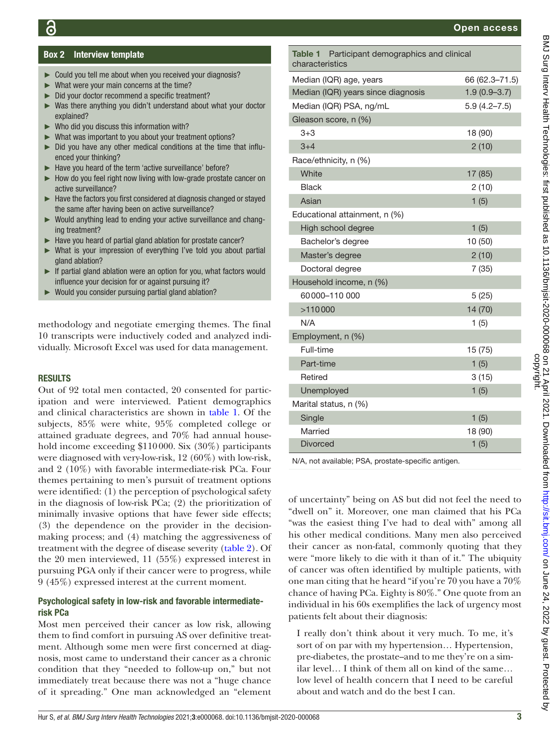**Box 2 Interview template**

- Could you tell me about when you received your diagnosis?
- What were your main concerns at the time?
- Did your doctor recommend a specific treatment?
- Was there anything you didn't understand about what your doctor explained?
- Who did you discuss this information with?
- What was important to you about your treatment options?
- Did you have any other medical conditions at the time that influenced your thinking?
- Have you heard of the term 'active surveillance' before?
- How do you feel right now living with low-grade prostate cancer on active surveillance?
- Have the factors you first considered at diagnosis changed or stayed the same after having been on active surveillance?
- Would anything lead to ending your active surveillance and changing treatment?
- Have you heard of partial gland ablation for prostate cancer?
- What is your impression of everything I've told you about partial gland ablation?
- If partial gland ablation were an option for you, what factors would influence your decision for or against pursuing it?
- Would you consider pursuing partial gland ablation?

methodology and negotiate emerging themes. The final 10 transcripts were inductively coded and analyzed individually. Microsoft Excel was used for data management.

## RESULTS

Out of 92 total men contacted, 20 consented for participation and were interviewed. Patient demographics and clinical characteristics are shown in table 1. Of the subjects, 85% were white, 95% completed college or attained graduate degrees, and 70% had annual household income exceeding $110 000. Six (30%) participants were diagnosed with very-low-risk, 12 (60%) with low-risk, and 2 (10%) with favorable intermediate-risk PCa. Four themes pertaining to men's pursuit of treatment options were identified: (1) the perception of psychological safety in the diagnosis of low-risk PCa; (2) the prioritization of minimally invasive options that have fewer side effects; (3) the dependence on the provider in the decision-making process; and (4) matching the aggressiveness of treatment with the degree of disease severity (table 2). Of the 20 men interviewed, 11 (55%) expressed interest in pursuing PGA only if their cancer were to progress, while 9 (45%) expressed interest at the current moment.

### Psychological safety in low-risk and favorable intermediate-risk PCa

Most men perceived their cancer as low risk, allowing them to find comfort in pursuing AS over definitive treatment. Although some men were first concerned at diagnosis, most came to understand their cancer as a chronic condition that they "needed to follow-up on," but not immediately treat because there was not a "huge chance of it spreading." One man acknowledged an "element of uncertainty" being on AS but did not feel the need to "dwell on" it. Moreover, one man claimed that his PCa "was the easiest thing I've had to deal with" among all his other medical conditions. Many men also perceived their cancer as non-fatal, commonly quoting that they were "more likely to die with it than of it." The ubiquity of cancer was often identified by multiple patients, with one man citing that he heard "if you're 70 you have a 70% chance of having PCa. Eighty is 80%." One quote from an individual in his 60s exemplifies the lack of urgency most patients felt about their diagnosis:

> I really don't think about it very much. To me, it's sort of on par with my hypertension… Hypertension, pre-diabetes, the prostate–and to me they're on a similar level… I think of them all on kind of the same… low level of health concern that I need to be careful about and watch and do the best I can.

**Table 1** Participant demographics and clinical characteristics

| | |
|---|---|
| Median (IQR) age, years | 66 (62.3–71.5) |
| Median (IQR) years since diagnosis | 1.9 (0.9–3.7) |
| Median (IQR) PSA, ng/mL | 5.9 (4.2–7.5) |
| Gleason score, n (%) | |
| 3+3 | 18 (90) |
| 3+4 | 2 (10) |
| Race/ethnicity, n (%) | |
| White | 17 (85) |
| Black | 2 (10) |
| Asian | 1 (5) |
| Educational attainment, n (%) | |
| High school degree | 1 (5) |
| Bachelor's degree | 10 (50) |
| Master's degree | 2 (10) |
| Doctoral degree | 7 (35) |
| Household income, n (%) | |
| 60 000–110 000 | 5 (25) |
| >110 000 | 14 (70) |
| N/A | 1 (5) |
| Employment, n (%) | |
| Full-time | 15 (75) |
| Part-time | 1 (5) |
| Retired | 3 (15) |
| Unemployed | 1 (5) |
| Marital status, n (%) | |
| Single | 1 (5) |
| Married | 18 (90) |
| Divorced | 1 (5) |

N/A, not available; PSA, prostate-specific antigen.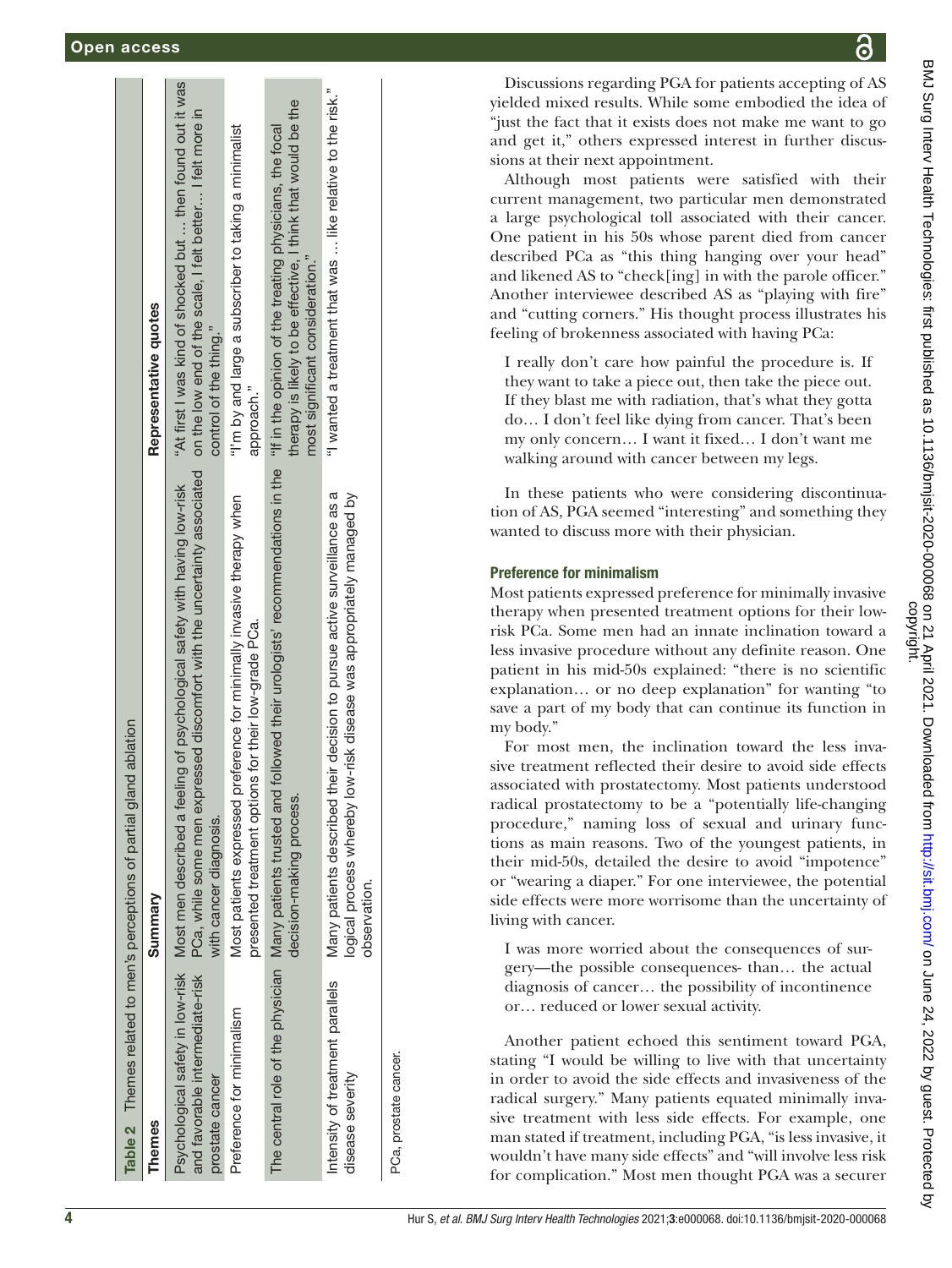**Table 2** Themes related to men's perceptions of partial gland ablation

| Themes | Summary | Representative quotes |
|---|---|---|
| Psychological safety in low-risk and favorable intermediate-risk prostate cancer | Most men described a feeling of psychological safety with having low-risk PCa, while some men expressed discomfort with the uncertainty associated with cancer diagnosis. | "At first I was kind of shocked but … then found out it was on the low end of the scale, I felt better… I felt more in control of the thing." |
| Preference for minimalism | Most patients expressed preference for minimally invasive therapy when presented treatment options for their low-grade PCa. | "I'm by and large a subscriber to taking a minimalist approach." |
| The central role of the physician | Many patients trusted and followed their urologists' recommendations in the decision-making process. | "If in the opinion of the treating physicians, the focal therapy is likely to be effective, I think that would be the most significant consideration." |
| Intensity of treatment parallels disease severity | Many patients described their decision to pursue active surveillance as a logical process whereby low-risk disease was appropriately managed by observation. | "I wanted a treatment that was … like relative to the risk." |

PCa, prostate cancer.

Discussions regarding PGA for patients accepting of AS yielded mixed results. While some embodied the idea of "just the fact that it exists does not make me want to go and get it," others expressed interest in further discussions at their next appointment.

Although most patients were satisfied with their current management, two particular men demonstrated a large psychological toll associated with their cancer. One patient in his 50s whose parent died from cancer described PCa as "this thing hanging over your head" and likened AS to "check[ing] in with the parole officer." Another interviewee described AS as "playing with fire" and "cutting corners." His thought process illustrates his feeling of brokenness associated with having PCa:

> I really don't care how painful the procedure is. If they want to take a piece out, then take the piece out. If they blast me with radiation, that's what they gotta do… I don't feel like dying from cancer. That's been my only concern… I want it fixed… I don't want me walking around with cancer between my legs.

In these patients who were considering discontinuation of AS, PGA seemed "interesting" and something they wanted to discuss more with their physician.

## Preference for minimalism

Most patients expressed preference for minimally invasive therapy when presented treatment options for their low-risk PCa. Some men had an innate inclination toward a less invasive procedure without any definite reason. One patient in his mid-50s explained: "there is no scientific explanation… or no deep explanation" for wanting "to save a part of my body that can continue its function in my body."

For most men, the inclination toward the less invasive treatment reflected their desire to avoid side effects associated with prostatectomy. Most patients understood radical prostatectomy to be a "potentially life-changing procedure," naming loss of sexual and urinary functions as main reasons. Two of the youngest patients, in their mid-50s, detailed the desire to avoid "impotence" or "wearing a diaper." For one interviewee, the potential side effects were more worrisome than the uncertainty of living with cancer.

> I was more worried about the consequences of surgery—the possible consequences- than… the actual diagnosis of cancer… the possibility of incontinence or… reduced or lower sexual activity.

Another patient echoed this sentiment toward PGA, stating "I would be willing to live with that uncertainty in order to avoid the side effects and invasiveness of the radical surgery." Many patients equated minimally invasive treatment with less side effects. For example, one man stated if treatment, including PGA, "is less invasive, it wouldn't have many side effects" and "will involve less risk for complication." Most men thought PGA was a securer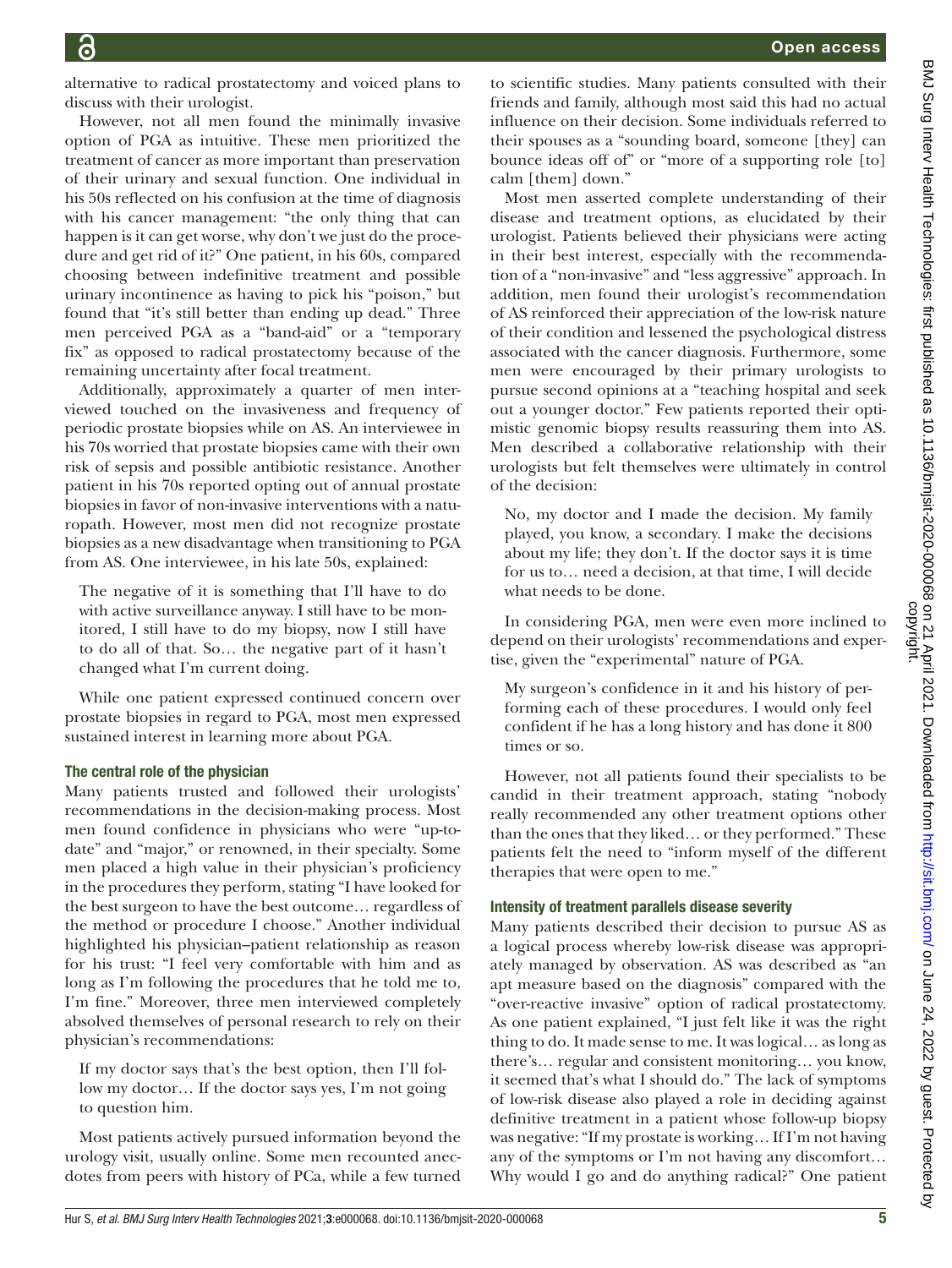alternative to radical prostatectomy and voiced plans to discuss with their urologist.

However, not all men found the minimally invasive option of PGA as intuitive. These men prioritized the treatment of cancer as more important than preservation of their urinary and sexual function. One individual in his 50s reflected on his confusion at the time of diagnosis with his cancer management: "the only thing that can happen is it can get worse, why don't we just do the procedure and get rid of it?" One patient, in his 60s, compared choosing between indefinitive treatment and possible urinary incontinence as having to pick his "poison," but found that "it's still better than ending up dead." Three men perceived PGA as a "band-aid" or a "temporary fix" as opposed to radical prostatectomy because of the remaining uncertainty after focal treatment.

Additionally, approximately a quarter of men interviewed touched on the invasiveness and frequency of periodic prostate biopsies while on AS. An interviewee in his 70s worried that prostate biopsies came with their own risk of sepsis and possible antibiotic resistance. Another patient in his 70s reported opting out of annual prostate biopsies in favor of non-invasive interventions with a naturopath. However, most men did not recognize prostate biopsies as a new disadvantage when transitioning to PGA from AS. One interviewee, in his late 50s, explained:

> The negative of it is something that I'll have to do with active surveillance anyway. I still have to be monitored, I still have to do my biopsy, now I still have to do all of that. So… the negative part of it hasn't changed what I'm current doing.

While one patient expressed continued concern over prostate biopsies in regard to PGA, most men expressed sustained interest in learning more about PGA.

### The central role of the physician

Many patients trusted and followed their urologists' recommendations in the decision-making process. Most men found confidence in physicians who were "up-to-date" and "major," or renowned, in their specialty. Some men placed a high value in their physician's proficiency in the procedures they perform, stating "I have looked for the best surgeon to have the best outcome… regardless of the method or procedure I choose." Another individual highlighted his physician–patient relationship as reason for his trust: "I feel very comfortable with him and as long as I'm following the procedures that he told me to, I'm fine." Moreover, three men interviewed completely absolved themselves of personal research to rely on their physician's recommendations:

> If my doctor says that's the best option, then I'll follow my doctor… If the doctor says yes, I'm not going to question him.

Most patients actively pursued information beyond the urology visit, usually online. Some men recounted anecdotes from peers with history of PCa, while a few turned to scientific studies. Many patients consulted with their friends and family, although most said this had no actual influence on their decision. Some individuals referred to their spouses as a "sounding board, someone [they] can bounce ideas off of" or "more of a supporting role [to] calm [them] down."

Most men asserted complete understanding of their disease and treatment options, as elucidated by their urologist. Patients believed their physicians were acting in their best interest, especially with the recommendation of a "non-invasive" and "less aggressive" approach. In addition, men found their urologist's recommendation of AS reinforced their appreciation of the low-risk nature of their condition and lessened the psychological distress associated with the cancer diagnosis. Furthermore, some men were encouraged by their primary urologists to pursue second opinions at a "teaching hospital and seek out a younger doctor." Few patients reported their optimistic genomic biopsy results reassuring them into AS. Men described a collaborative relationship with their urologists but felt themselves were ultimately in control of the decision:

> No, my doctor and I made the decision. My family played, you know, a secondary. I make the decisions about my life; they don't. If the doctor says it is time for us to… need a decision, at that time, I will decide what needs to be done.

In considering PGA, men were even more inclined to depend on their urologists' recommendations and expertise, given the "experimental" nature of PGA.

> My surgeon's confidence in it and his history of performing each of these procedures. I would only feel confident if he has a long history and has done it 800 times or so.

However, not all patients found their specialists to be candid in their treatment approach, stating "nobody really recommended any other treatment options other than the ones that they liked… or they performed." These patients felt the need to "inform myself of the different therapies that were open to me."

### Intensity of treatment parallels disease severity

Many patients described their decision to pursue AS as a logical process whereby low-risk disease was appropriately managed by observation. AS was described as "an apt measure based on the diagnosis" compared with the "over-reactive invasive" option of radical prostatectomy. As one patient explained, "I just felt like it was the right thing to do. It made sense to me. It was logical… as long as there's… regular and consistent monitoring… you know, it seemed that's what I should do." The lack of symptoms of low-risk disease also played a role in deciding against definitive treatment in a patient whose follow-up biopsy was negative: "If my prostate is working… If I'm not having any of the symptoms or I'm not having any discomfort… Why would I go and do anything radical?" One patient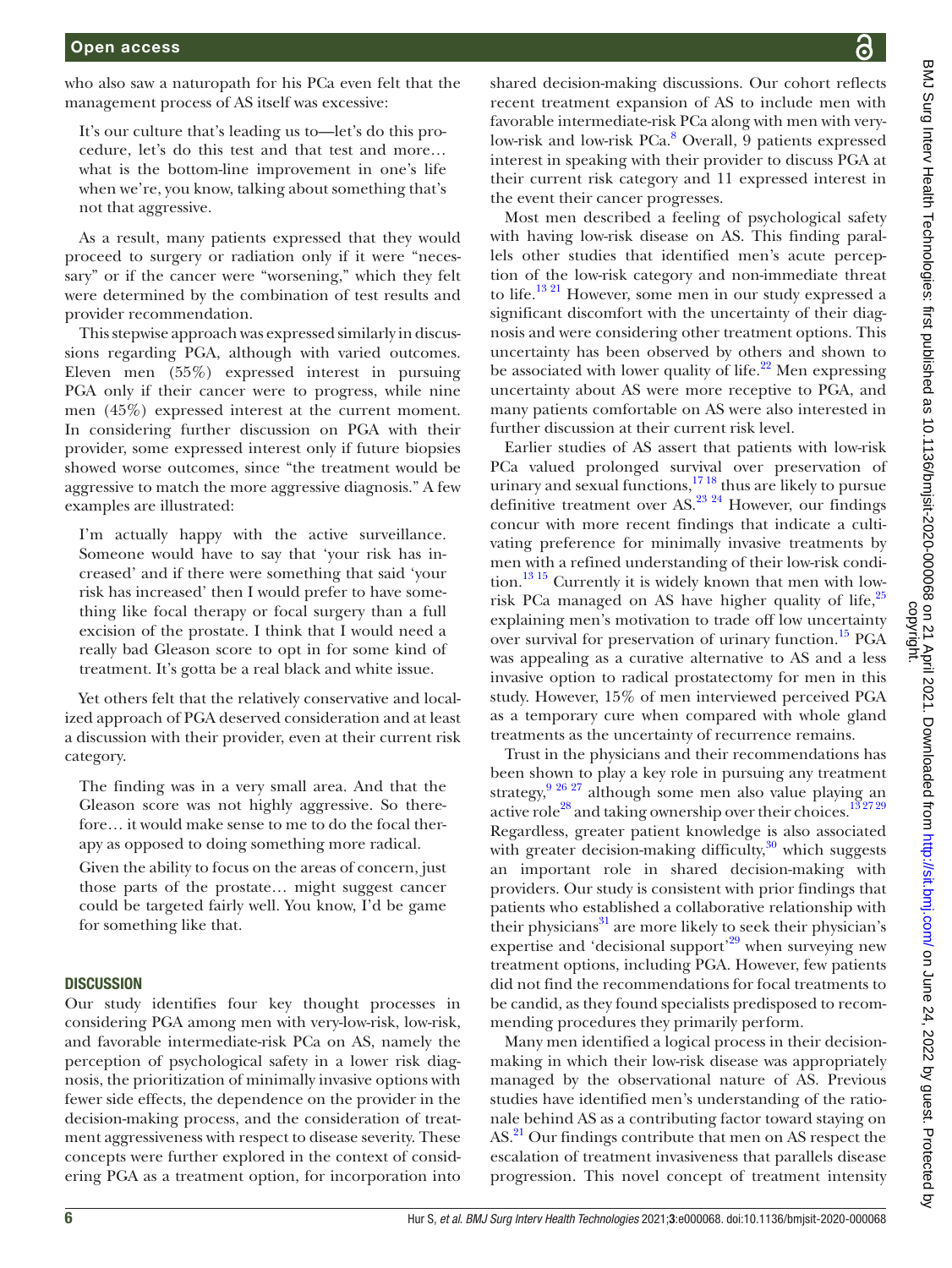who also saw a naturopath for his PCa even felt that the management process of AS itself was excessive:

> It's our culture that's leading us to—let's do this procedure, let's do this test and that test and more… what is the bottom-line improvement in one's life when we're, you know, talking about something that's not that aggressive.

As a result, many patients expressed that they would proceed to surgery or radiation only if it were "necessary" or if the cancer were "worsening," which they felt were determined by the combination of test results and provider recommendation.

This stepwise approach was expressed similarly in discussions regarding PGA, although with varied outcomes. Eleven men (55%) expressed interest in pursuing PGA only if their cancer were to progress, while nine men (45%) expressed interest at the current moment. In considering further discussion on PGA with their provider, some expressed interest only if future biopsies showed worse outcomes, since "the treatment would be aggressive to match the more aggressive diagnosis." A few examples are illustrated:

> I'm actually happy with the active surveillance. Someone would have to say that 'your risk has increased' and if there were something that said 'your risk has increased' then I would prefer to have something like focal therapy or focal surgery than a full excision of the prostate. I think that I would need a really bad Gleason score to opt in for some kind of treatment. It's gotta be a real black and white issue.

Yet others felt that the relatively conservative and localized approach of PGA deserved consideration and at least a discussion with their provider, even at their current risk category.

> The finding was in a very small area. And that the Gleason score was not highly aggressive. So therefore… it would make sense to me to do the focal therapy as opposed to doing something more radical.
>
> Given the ability to focus on the areas of concern, just those parts of the prostate… might suggest cancer could be targeted fairly well. You know, I'd be game for something like that.

## DISCUSSION

Our study identifies four key thought processes in considering PGA among men with very-low-risk, low-risk, and favorable intermediate-risk PCa on AS, namely the perception of psychological safety in a lower risk diagnosis, the prioritization of minimally invasive options with fewer side effects, the dependence on the provider in the decision-making process, and the consideration of treatment aggressiveness with respect to disease severity. These concepts were further explored in the context of considering PGA as a treatment option, for incorporation into shared decision-making discussions. Our cohort reflects recent treatment expansion of AS to include men with favorable intermediate-risk PCa along with men with very-low-risk and low-risk PCa.[8] Overall, 9 patients expressed interest in speaking with their provider to discuss PGA at their current risk category and 11 expressed interest in the event their cancer progresses.

Most men described a feeling of psychological safety with having low-risk disease on AS. This finding parallels other studies that identified men's acute perception of the low-risk category and non-immediate threat to life.[13,21] However, some men in our study expressed a significant discomfort with the uncertainty of their diagnosis and were considering other treatment options. This uncertainty has been observed by others and shown to be associated with lower quality of life.[22] Men expressing uncertainty about AS were more receptive to PGA, and many patients comfortable on AS were also interested in further discussion at their current risk level.

Earlier studies of AS assert that patients with low-risk PCa valued prolonged survival over preservation of urinary and sexual functions,[17,18] thus are likely to pursue definitive treatment over AS.[23,24] However, our findings concur with more recent findings that indicate a cultivating preference for minimally invasive treatments by men with a refined understanding of their low-risk condition.[13,15] Currently it is widely known that men with low-risk PCa managed on AS have higher quality of life,[25] explaining men's motivation to trade off low uncertainty over survival for preservation of urinary function.[15] PGA was appealing as a curative alternative to AS and a less invasive option to radical prostatectomy for men in this study. However, 15% of men interviewed perceived PGA as a temporary cure when compared with whole gland treatments as the uncertainty of recurrence remains.

Trust in the physicians and their recommendations has been shown to play a key role in pursuing any treatment strategy,[9,26,27] although some men also value playing an active role[28] and taking ownership over their choices.[13,27,29] Regardless, greater patient knowledge is also associated with greater decision-making difficulty,[30] which suggests an important role in shared decision-making with providers. Our study is consistent with prior findings that patients who established a collaborative relationship with their physicians[31] are more likely to seek their physician's expertise and 'decisional support'[29] when surveying new treatment options, including PGA. However, few patients did not find the recommendations for focal treatments to be candid, as they found specialists predisposed to recommending procedures they primarily perform.

Many men identified a logical process in their decision-making in which their low-risk disease was appropriately managed by the observational nature of AS. Previous studies have identified men's understanding of the rationale behind AS as a contributing factor toward staying on AS.[21] Our findings contribute that men on AS respect the escalation of treatment invasiveness that parallels disease progression. This novel concept of treatment intensity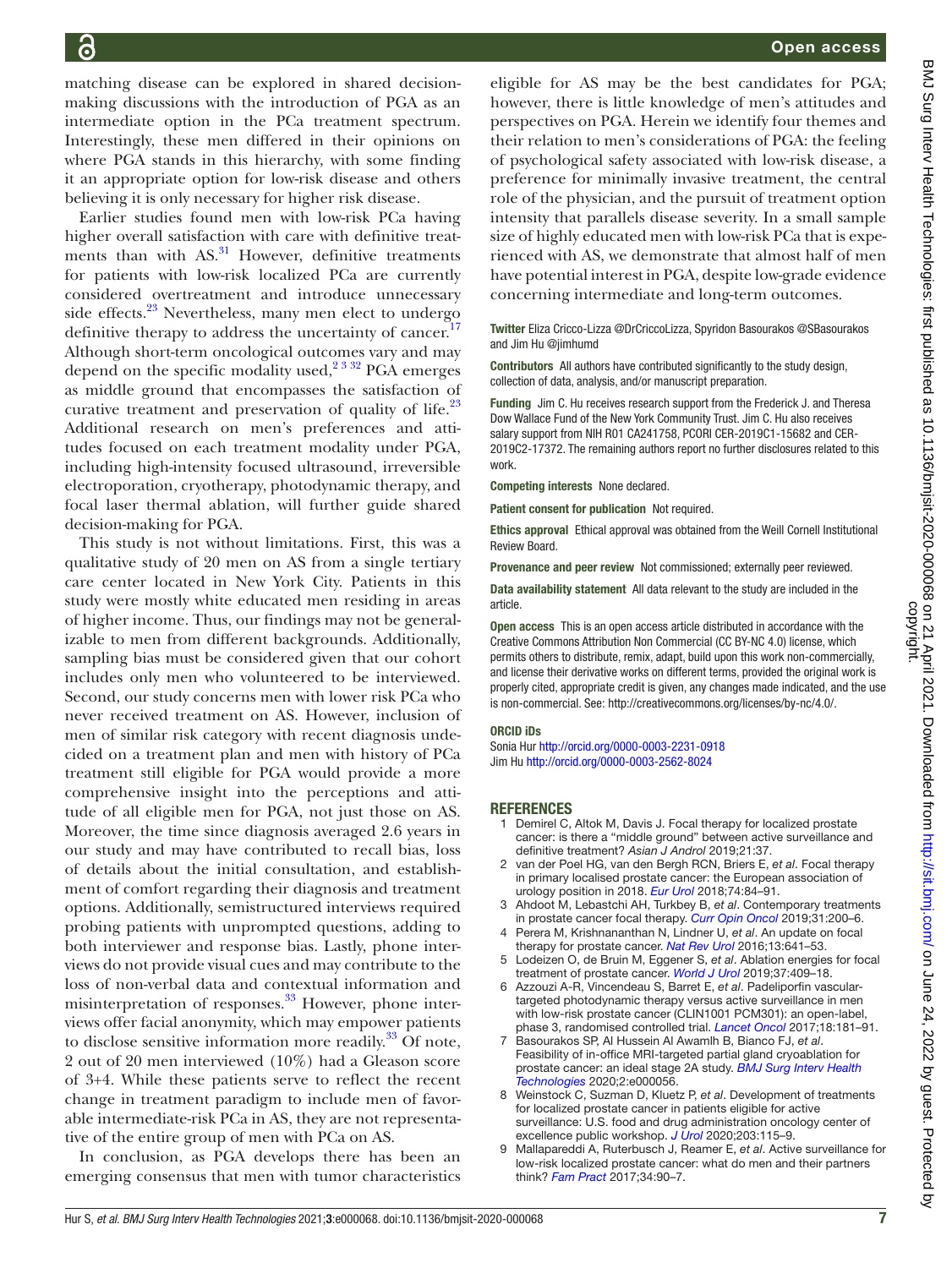matching disease can be explored in shared decision-making discussions with the introduction of PGA as an intermediate option in the PCa treatment spectrum. Interestingly, these men differed in their opinions on where PGA stands in this hierarchy, with some finding it an appropriate option for low-risk disease and others believing it is only necessary for higher risk disease.

Earlier studies found men with low-risk PCa having higher overall satisfaction with care with definitive treatments than with AS.[31] However, definitive treatments for patients with low-risk localized PCa are currently considered overtreatment and introduce unnecessary side effects.[23] Nevertheless, many men elect to undergo definitive therapy to address the uncertainty of cancer.[17] Although short-term oncological outcomes vary and may depend on the specific modality used,[2 3 32] PGA emerges as middle ground that encompasses the satisfaction of curative treatment and preservation of quality of life.[23] Additional research on men's preferences and attitudes focused on each treatment modality under PGA, including high-intensity focused ultrasound, irreversible electroporation, cryotherapy, photodynamic therapy, and focal laser thermal ablation, will further guide shared decision-making for PGA.

This study is not without limitations. First, this was a qualitative study of 20 men on AS from a single tertiary care center located in New York City. Patients in this study were mostly white educated men residing in areas of higher income. Thus, our findings may not be generalizable to men from different backgrounds. Additionally, sampling bias must be considered given that our cohort includes only men who volunteered to be interviewed. Second, our study concerns men with lower risk PCa who never received treatment on AS. However, inclusion of men of similar risk category with recent diagnosis undecided on a treatment plan and men with history of PCa treatment still eligible for PGA would provide a more comprehensive insight into the perceptions and attitude of all eligible men for PGA, not just those on AS. Moreover, the time since diagnosis averaged 2.6 years in our study and may have contributed to recall bias, loss of details about the initial consultation, and establishment of comfort regarding their diagnosis and treatment options. Additionally, semistructured interviews required probing patients with unprompted questions, adding to both interviewer and response bias. Lastly, phone interviews do not provide visual cues and may contribute to the loss of non-verbal data and contextual information and misinterpretation of responses.[33] However, phone interviews offer facial anonymity, which may empower patients to disclose sensitive information more readily.[33] Of note, 2 out of 20 men interviewed (10%) had a Gleason score of 3+4. While these patients serve to reflect the recent change in treatment paradigm to include men of favorable intermediate-risk PCa in AS, they are not representative of the entire group of men with PCa on AS.

In conclusion, as PGA develops there has been an emerging consensus that men with tumor characteristics eligible for AS may be the best candidates for PGA; however, there is little knowledge of men's attitudes and perspectives on PGA. Herein we identify four themes and their relation to men's considerations of PGA: the feeling of psychological safety associated with low-risk disease, a preference for minimally invasive treatment, the central role of the physician, and the pursuit of treatment option intensity that parallels disease severity. In a small sample size of highly educated men with low-risk PCa that is experienced with AS, we demonstrate that almost half of men have potential interest in PGA, despite low-grade evidence concerning intermediate and long-term outcomes.

**Twitter** Eliza Cricco-Lizza @DrCriccoLizza, Spyridon Basourakos @SBasourakos and Jim Hu @jimhumd

**Contributors** All authors have contributed significantly to the study design, collection of data, analysis, and/or manuscript preparation.

**Funding** Jim C. Hu receives research support from the Frederick J. and Theresa Dow Wallace Fund of the New York Community Trust. Jim C. Hu also receives salary support from NIH R01 CA241758, PCORI CER-2019C1-15682 and CER-2019C2-17372. The remaining authors report no further disclosures related to this work.

**Competing interests** None declared.

**Patient consent for publication** Not required.

**Ethics approval** Ethical approval was obtained from the Weill Cornell Institutional Review Board.

**Provenance and peer review** Not commissioned; externally peer reviewed.

**Data availability statement** All data relevant to the study are included in the article.

**Open access** This is an open access article distributed in accordance with the Creative Commons Attribution Non Commercial (CC BY-NC 4.0) license, which permits others to distribute, remix, adapt, build upon this work non-commercially, and license their derivative works on different terms, provided the original work is properly cited, appropriate credit is given, any changes made indicated, and the use is non-commercial. See: http://creativecommons.org/licenses/by-nc/4.0/.

**ORCID iDs**

Sonia Hur http://orcid.org/0000-0003-2231-0918
Jim Hu http://orcid.org/0000-0003-2562-8024

## REFERENCES

1. Demirel C, Altok M, Davis J. Focal therapy for localized prostate cancer: is there a "middle ground" between active surveillance and definitive treatment? *Asian J Androl* 2019;21:37.
2. van der Poel HG, van den Bergh RCN, Briers E, *et al*. Focal therapy in primary localised prostate cancer: the European association of urology position in 2018. *Eur Urol* 2018;74:84–91.
3. Ahdoot M, Lebastchi AH, Turkbey B, *et al*. Contemporary treatments in prostate cancer focal therapy. *Curr Opin Oncol* 2019;31:200–6.
4. Perera M, Krishnananthan N, Lindner U, *et al*. An update on focal therapy for prostate cancer. *Nat Rev Urol* 2016;13:641–53.
5. Lodeizen O, de Bruin M, Eggener S, *et al*. Ablation energies for focal treatment of prostate cancer. *World J Urol* 2019;37:409–18.
6. Azzouzi A-R, Vincendeau S, Barret E, *et al*. Padeliporfin vascular-targeted photodynamic therapy versus active surveillance in men with low-risk prostate cancer (CLIN1001 PCM301): an open-label, phase 3, randomised controlled trial. *Lancet Oncol* 2017;18:181–91.
7. Basourakos SP, Al Hussein Al Awamlh B, Bianco FJ, *et al*. Feasibility of in-office MRI-targeted partial gland cryoablation for prostate cancer: an ideal stage 2A study. *BMJ Surg Interv Health Technologies* 2020;2:e000056.
8. Weinstock C, Suzman D, Kluetz P, *et al*. Development of treatments for localized prostate cancer in patients eligible for active surveillance: U.S. food and drug administration oncology center of excellence public workshop. *J Urol* 2020;203:115–9.
9. Mallapareddi A, Ruterbusch J, Reamer E, *et al*. Active surveillance for low-risk localized prostate cancer: what do men and their partners think? *Fam Pract* 2017;34:90–7.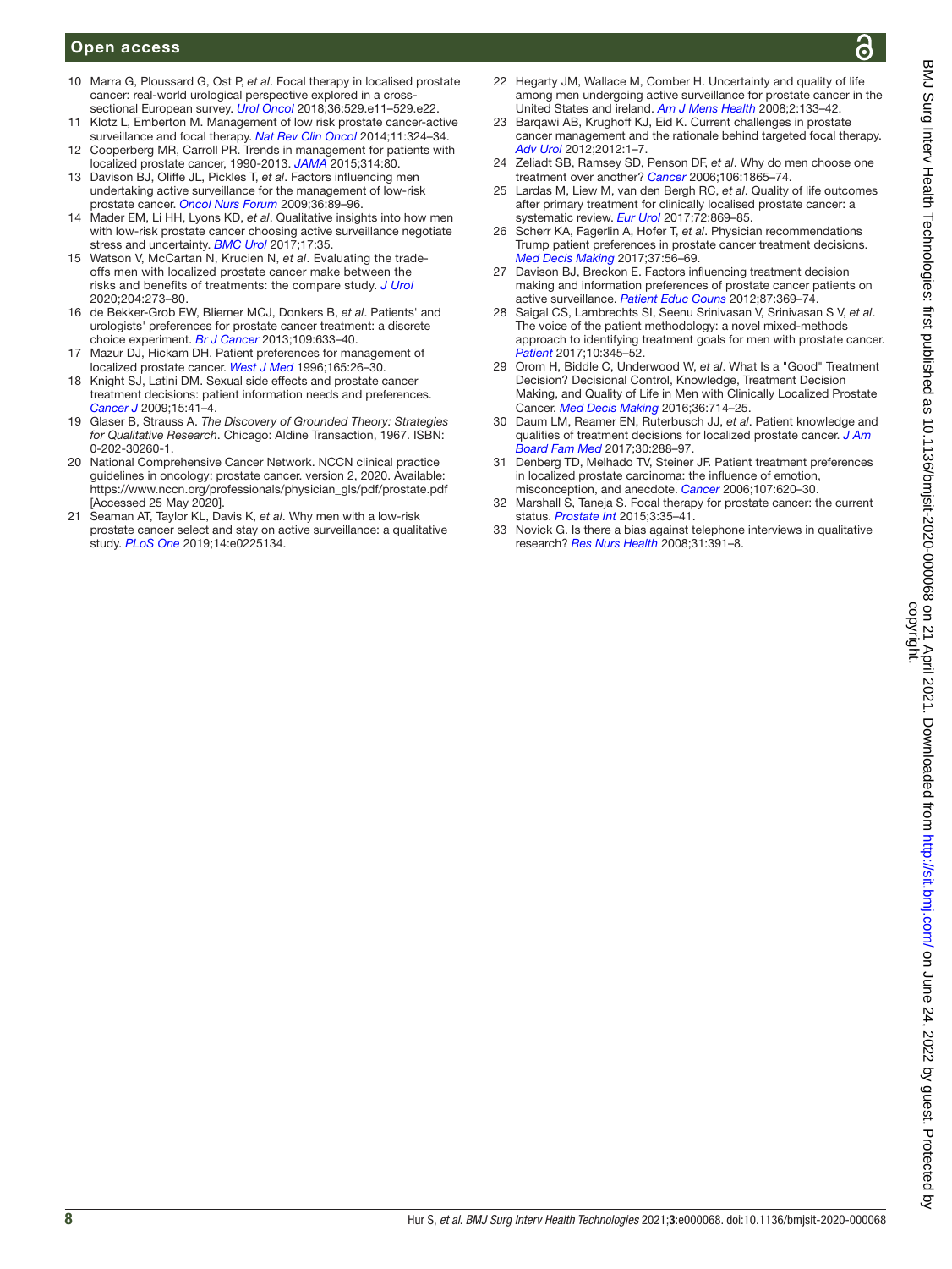10. Marra G, Ploussard G, Ost P, *et al*. Focal therapy in localised prostate cancer: real-world urological perspective explored in a cross-sectional European survey. *Urol Oncol* 2018;36:529.e11–529.e22.
11. Klotz L, Emberton M. Management of low risk prostate cancer-active surveillance and focal therapy. *Nat Rev Clin Oncol* 2014;11:324–34.
12. Cooperberg MR, Carroll PR. Trends in management for patients with localized prostate cancer, 1990-2013. *JAMA* 2015;314:80.
13. Davison BJ, Oliffe JL, Pickles T, *et al*. Factors influencing men undertaking active surveillance for the management of low-risk prostate cancer. *Oncol Nurs Forum* 2009;36:89–96.
14. Mader EM, Li HH, Lyons KD, *et al*. Qualitative insights into how men with low-risk prostate cancer choosing active surveillance negotiate stress and uncertainty. *BMC Urol* 2017;17:35.
15. Watson V, McCartan N, Krucien N, *et al*. Evaluating the trade-offs men with localized prostate cancer make between the risks and benefits of treatments: the compare study. *J Urol* 2020;204:273–80.
16. de Bekker-Grob EW, Bliemer MCJ, Donkers B, *et al*. Patients' and urologists' preferences for prostate cancer treatment: a discrete choice experiment. *Br J Cancer* 2013;109:633–40.
17. Mazur DJ, Hickam DH. Patient preferences for management of localized prostate cancer. *West J Med* 1996;165:26–30.
18. Knight SJ, Latini DM. Sexual side effects and prostate cancer treatment decisions: patient information needs and preferences. *Cancer J* 2009;15:41–4.
19. Glaser B, Strauss A. *The Discovery of Grounded Theory: Strategies for Qualitative Research*. Chicago: Aldine Transaction, 1967. ISBN: 0-202-30260-1.
20. National Comprehensive Cancer Network. NCCN clinical practice guidelines in oncology: prostate cancer. version 2, 2020. Available: https://www.nccn.org/professionals/physician_gls/pdf/prostate.pdf [Accessed 25 May 2020].
21. Seaman AT, Taylor KL, Davis K, *et al*. Why men with a low-risk prostate cancer select and stay on active surveillance: a qualitative study. *PLoS One* 2019;14:e0225134.
22. Hegarty JM, Wallace M, Comber H. Uncertainty and quality of life among men undergoing active surveillance for prostate cancer in the United States and ireland. *Am J Mens Health* 2008;2:133–42.
23. Barqawi AB, Krughoff KJ, Eid K. Current challenges in prostate cancer management and the rationale behind targeted focal therapy. *Adv Urol* 2012;2012:1–7.
24. Zeliadt SB, Ramsey SD, Penson DF, *et al*. Why do men choose one treatment over another? *Cancer* 2006;106:1865–74.
25. Lardas M, Liew M, van den Bergh RC, *et al*. Quality of life outcomes after primary treatment for clinically localised prostate cancer: a systematic review. *Eur Urol* 2017;72:869–85.
26. Scherr KA, Fagerlin A, Hofer T, *et al*. Physician recommendations Trump patient preferences in prostate cancer treatment decisions. *Med Decis Making* 2017;37:56–69.
27. Davison BJ, Breckon E. Factors influencing treatment decision making and information preferences of prostate cancer patients on active surveillance. *Patient Educ Couns* 2012;87:369–74.
28. Saigal CS, Lambrechts SI, Seenu Srinivasan V, Srinivasan S V, *et al*. The voice of the patient methodology: a novel mixed-methods approach to identifying treatment goals for men with prostate cancer. *Patient* 2017;10:345–52.
29. Orom H, Biddle C, Underwood W, *et al*. What Is a "Good" Treatment Decision? Decisional Control, Knowledge, Treatment Decision Making, and Quality of Life in Men with Clinically Localized Prostate Cancer. *Med Decis Making* 2016;36:714–25.
30. Daum LM, Reamer EN, Ruterbusch JJ, *et al*. Patient knowledge and qualities of treatment decisions for localized prostate cancer. *J Am Board Fam Med* 2017;30:288–97.
31. Denberg TD, Melhado TV, Steiner JF. Patient treatment preferences in localized prostate carcinoma: the influence of emotion, misconception, and anecdote. *Cancer* 2006;107:620–30.
32. Marshall S, Taneja S. Focal therapy for prostate cancer: the current status. *Prostate Int* 2015;3:35–41.
33. Novick G. Is there a bias against telephone interviews in qualitative research? *Res Nurs Health* 2008;31:391–8.